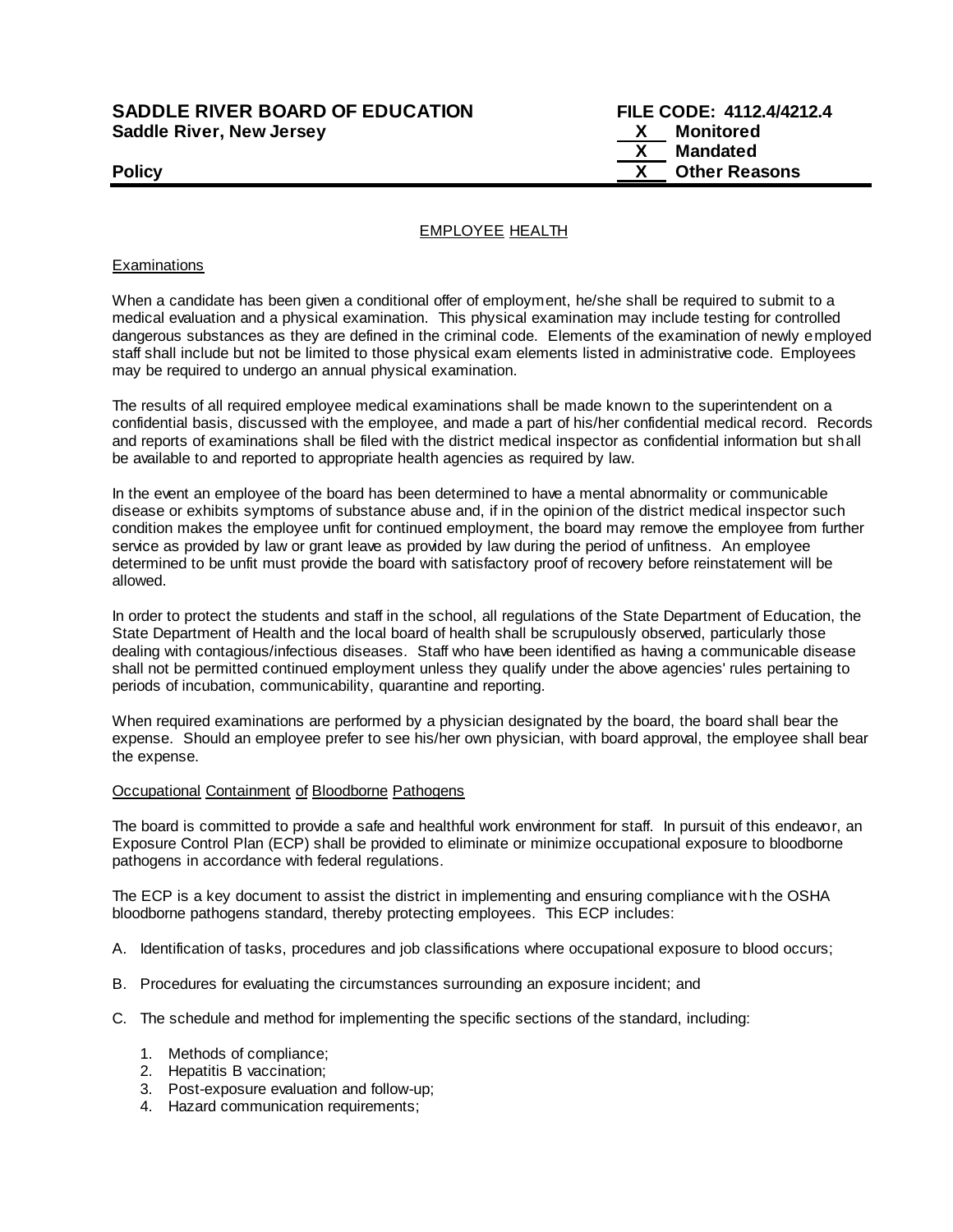**SADDLE RIVER BOARD OF EDUCATION**
**Saddle River, New Jersey**

**Policy**

**FILE CODE: 4112.4/4212.4**
**X Monitored**
**X Mandated**
**X Other Reasons**

EMPLOYEE HEALTH

Examinations

When a candidate has been given a conditional offer of employment, he/she shall be required to submit to a medical evaluation and a physical examination. This physical examination may include testing for controlled dangerous substances as they are defined in the criminal code. Elements of the examination of newly employed staff shall include but not be limited to those physical exam elements listed in administrative code. Employees may be required to undergo an annual physical examination.

The results of all required employee medical examinations shall be made known to the superintendent on a confidential basis, discussed with the employee, and made a part of his/her confidential medical record. Records and reports of examinations shall be filed with the district medical inspector as confidential information but shall be available to and reported to appropriate health agencies as required by law.

In the event an employee of the board has been determined to have a mental abnormality or communicable disease or exhibits symptoms of substance abuse and, if in the opinion of the district medical inspector such condition makes the employee unfit for continued employment, the board may remove the employee from further service as provided by law or grant leave as provided by law during the period of unfitness. An employee determined to be unfit must provide the board with satisfactory proof of recovery before reinstatement will be allowed.

In order to protect the students and staff in the school, all regulations of the State Department of Education, the State Department of Health and the local board of health shall be scrupulously observed, particularly those dealing with contagious/infectious diseases. Staff who have been identified as having a communicable disease shall not be permitted continued employment unless they qualify under the above agencies' rules pertaining to periods of incubation, communicability, quarantine and reporting.

When required examinations are performed by a physician designated by the board, the board shall bear the expense. Should an employee prefer to see his/her own physician, with board approval, the employee shall bear the expense.

Occupational Containment of Bloodborne Pathogens

The board is committed to provide a safe and healthful work environment for staff. In pursuit of this endeavor, an Exposure Control Plan (ECP) shall be provided to eliminate or minimize occupational exposure to bloodborne pathogens in accordance with federal regulations.

The ECP is a key document to assist the district in implementing and ensuring compliance with the OSHA bloodborne pathogens standard, thereby protecting employees. This ECP includes:

A. Identification of tasks, procedures and job classifications where occupational exposure to blood occurs;

B. Procedures for evaluating the circumstances surrounding an exposure incident; and

C. The schedule and method for implementing the specific sections of the standard, including:

   1. Methods of compliance;
   2. Hepatitis B vaccination;
   3. Post-exposure evaluation and follow-up;
   4. Hazard communication requirements;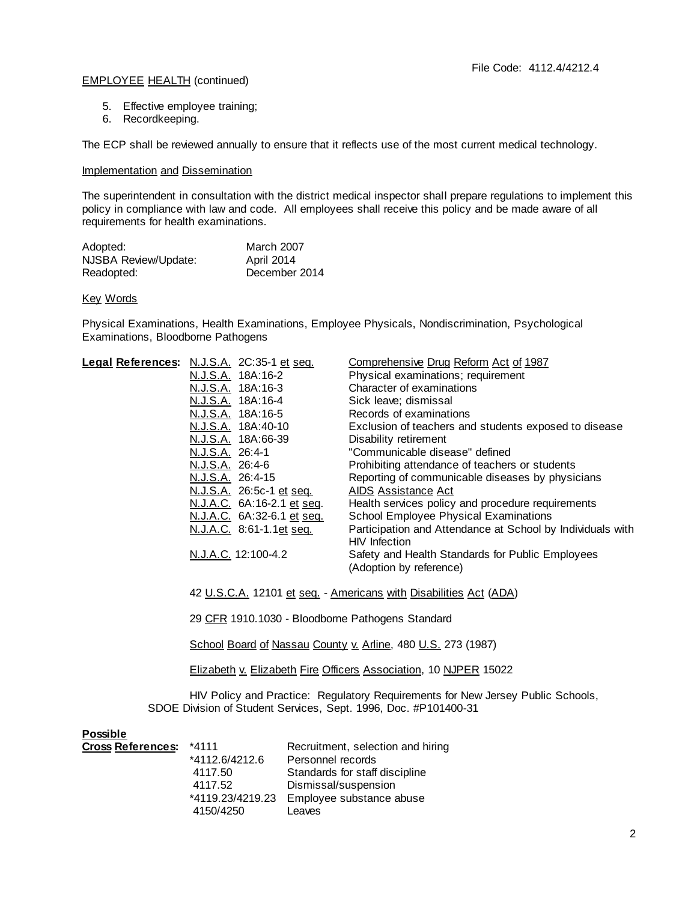EMPLOYEE HEALTH (continued)

5. Effective employee training;
6. Recordkeeping.

The ECP shall be reviewed annually to ensure that it reflects use of the most current medical technology.

Implementation and Dissemination

The superintendent in consultation with the district medical inspector shall prepare regulations to implement this policy in compliance with law and code. All employees shall receive this policy and be made aware of all requirements for health examinations.

| | |
|---|---|
| Adopted: | March 2007 |
| NJSBA Review/Update: | April 2014 |
| Readopted: | December 2014 |

Key Words

Physical Examinations, Health Examinations, Employee Physicals, Nondiscrimination, Psychological Examinations, Bloodborne Pathogens

| **Legal References:** | | |
|---|---|---|
| | N.J.S.A. 2C:35-1 et seq. | Comprehensive Drug Reform Act of 1987 |
| | N.J.S.A. 18A:16-2 | Physical examinations; requirement |
| | N.J.S.A. 18A:16-3 | Character of examinations |
| | N.J.S.A. 18A:16-4 | Sick leave; dismissal |
| | N.J.S.A. 18A:16-5 | Records of examinations |
| | N.J.S.A. 18A:40-10 | Exclusion of teachers and students exposed to disease |
| | N.J.S.A. 18A:66-39 | Disability retirement |
| | N.J.S.A. 26:4-1 | "Communicable disease" defined |
| | N.J.S.A. 26:4-6 | Prohibiting attendance of teachers or students |
| | N.J.S.A. 26:4-15 | Reporting of communicable diseases by physicians |
| | N.J.S.A. 26:5c-1 et seq. | AIDS Assistance Act |
| | N.J.A.C. 6A:16-2.1 et seq. | Health services policy and procedure requirements |
| | N.J.A.C. 6A:32-6.1 et seq. | School Employee Physical Examinations |
| | N.J.A.C. 8:61-1.1et seq. | Participation and Attendance at School by Individuals with HIV Infection |
| | N.J.A.C. 12:100-4.2 | Safety and Health Standards for Public Employees (Adoption by reference) |

42 U.S.C.A. 12101 et seq. - Americans with Disabilities Act (ADA)

29 CFR 1910.1030 - Bloodborne Pathogens Standard

School Board of Nassau County v. Arline, 480 U.S. 273 (1987)

Elizabeth v. Elizabeth Fire Officers Association, 10 NJPER 15022

HIV Policy and Practice: Regulatory Requirements for New Jersey Public Schools, SDOE Division of Student Services, Sept. 1996, Doc. #P101400-31

| **Possible Cross References:** | | |
|---|---|---|
| | *4111 | Recruitment, selection and hiring |
| | *4112.6/4212.6 | Personnel records |
| | 4117.50 | Standards for staff discipline |
| | 4117.52 | Dismissal/suspension |
| | *4119.23/4219.23 | Employee substance abuse |
| | 4150/4250 | Leaves |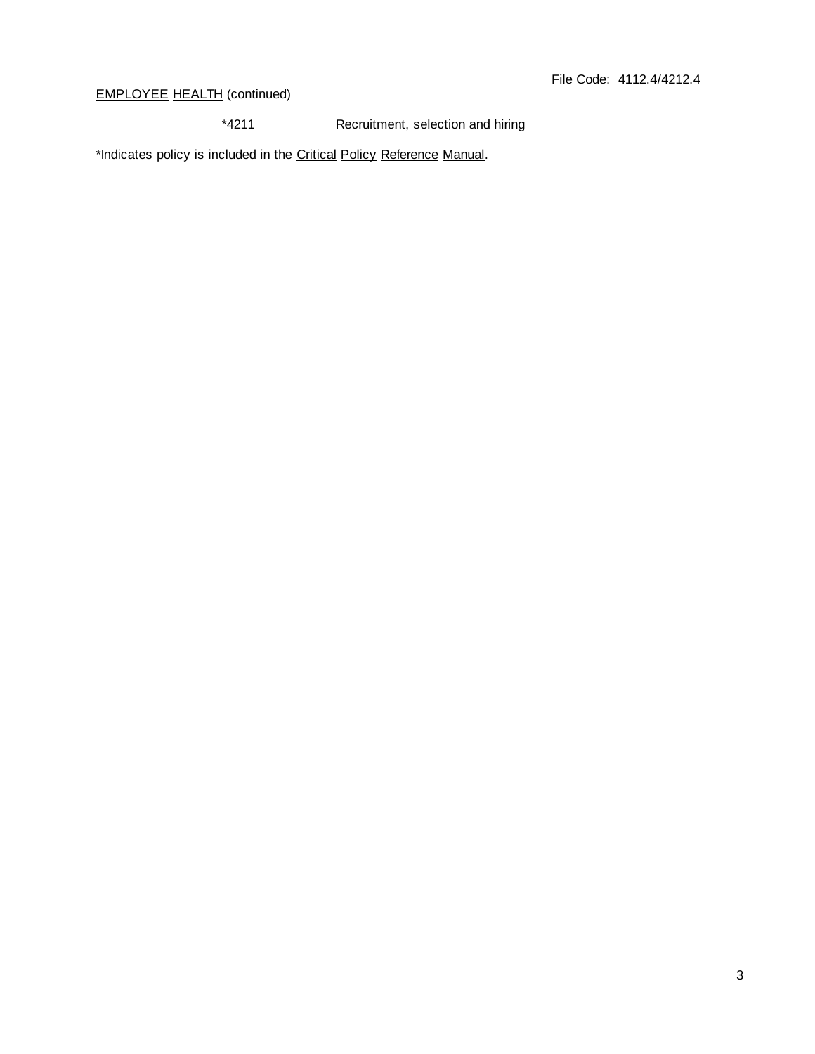File Code: 4112.4/4212.4

EMPLOYEE HEALTH (continued)

*4211 Recruitment, selection and hiring

*Indicates policy is included in the Critical Policy Reference Manual.